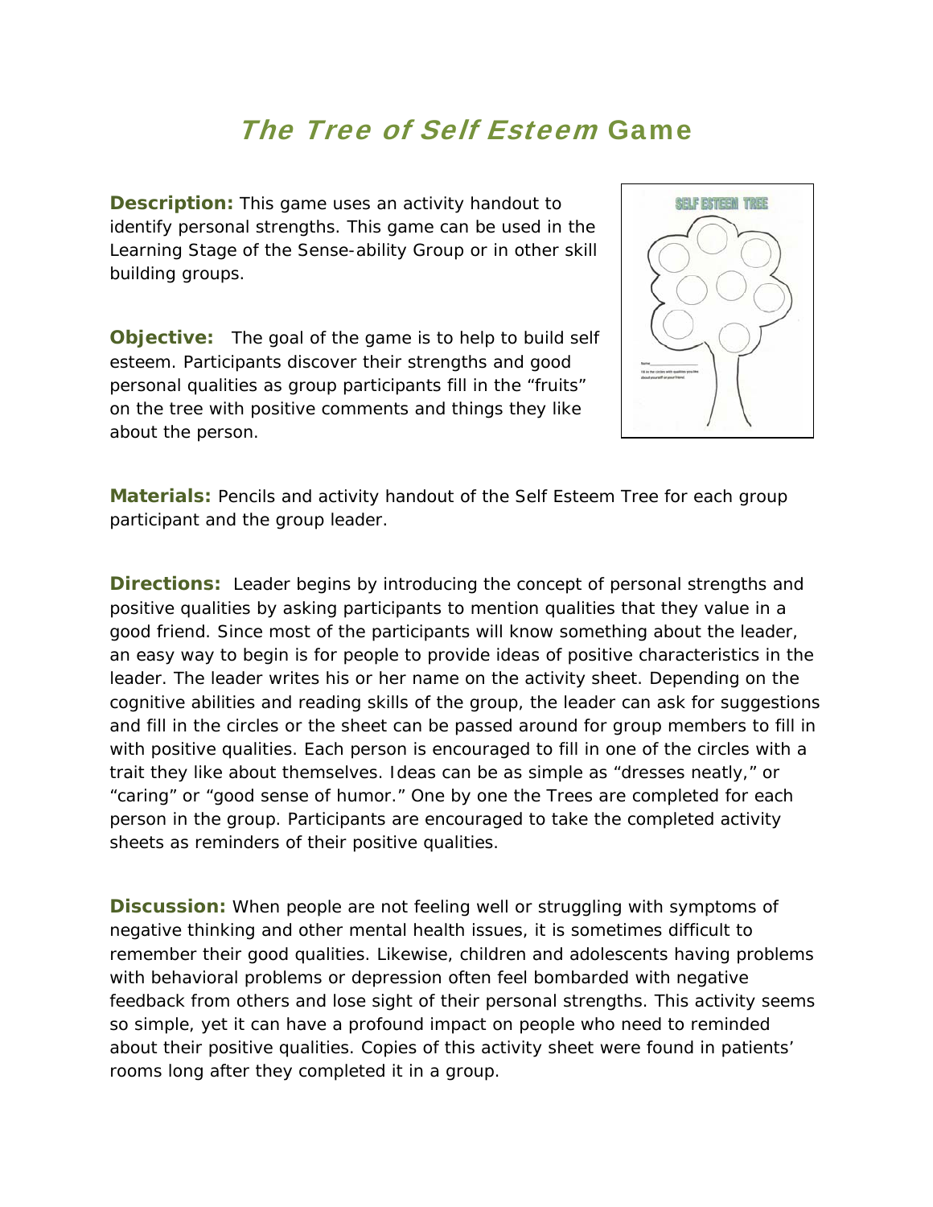# *The Tree of Self Esteem* Game

**Description:** This game uses an activity handout to identify personal strengths. This game can be used in the Learning Stage of the Sense-ability Group or in other skill building groups.

**Objective:** The goal of the game is to help to build self esteem. Participants discover their strengths and good personal qualities as group participants fill in the "fruits" on the tree with positive comments and things they like about the person.

**Materials:** Pencils and activity handout of the Self Esteem Tree for each group participant and the group leader.

**Directions:** Leader begins by introducing the concept of personal strengths and positive qualities by asking participants to mention qualities that they value in a good friend. Since most of the participants will know something about the leader, an easy way to begin is for people to provide ideas of positive characteristics in the leader. The leader writes his or her name on the activity sheet. Depending on the cognitive abilities and reading skills of the group, the leader can ask for suggestions and fill in the circles or the sheet can be passed around for group members to fill in with positive qualities. Each person is encouraged to fill in one of the circles with a trait they like about themselves. Ideas can be as simple as "dresses neatly," or "caring" or "good sense of humor." One by one the Trees are completed for each person in the group. Participants are encouraged to take the completed activity sheets as reminders of their positive qualities.

**Discussion:** When people are not feeling well or struggling with symptoms of negative thinking and other mental health issues, it is sometimes difficult to remember their good qualities. Likewise, children and adolescents having problems with behavioral problems or depression often feel bombarded with negative feedback from others and lose sight of their personal strengths. This activity seems so simple, yet it can have a profound impact on people who need to reminded about their positive qualities. Copies of this activity sheet were found in patients' rooms long after they completed it in a group.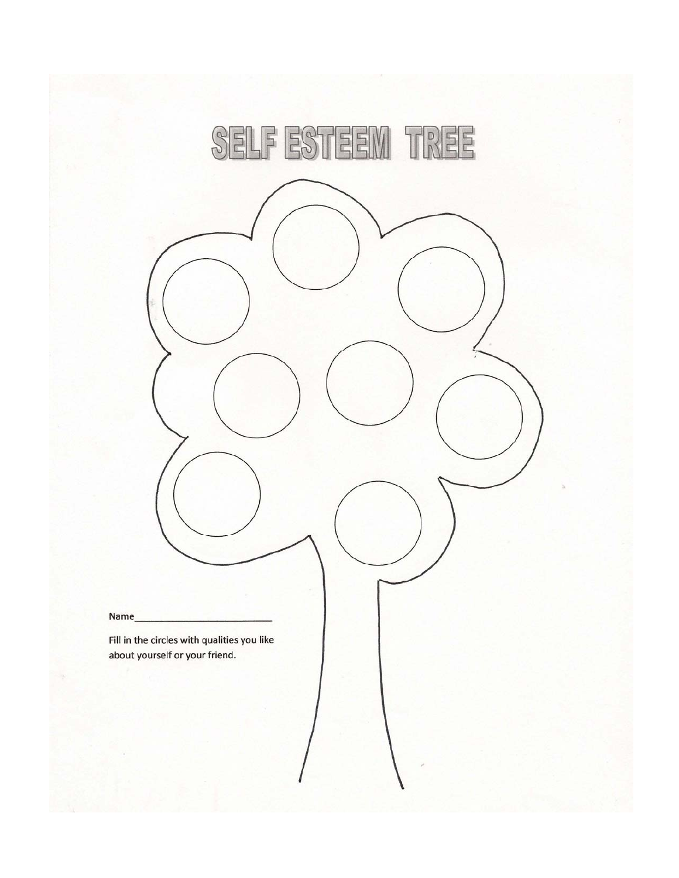# SELF ESTEEM TREE

Name________________________

Fill in the circles with qualities you like about yourself or your friend.